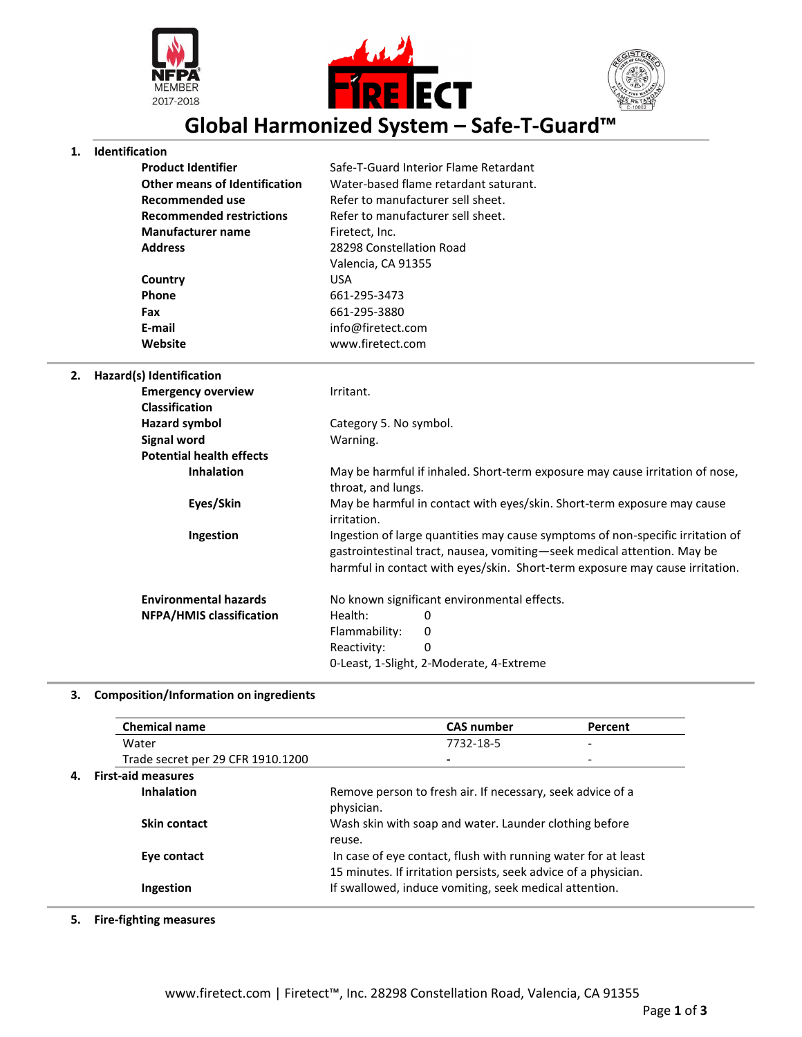# Global Harmonized System – Safe-T-Guard™

## 1. Identification

| | |
|---|---|
| **Product Identifier** | Safe-T-Guard Interior Flame Retardant |
| **Other means of Identification** | Water-based flame retardant saturant. |
| **Recommended use** | Refer to manufacturer sell sheet. |
| **Recommended restrictions** | Refer to manufacturer sell sheet. |
| **Manufacturer name** | Firetect, Inc. |
| **Address** | 28298 Constellation Road<br>Valencia, CA 91355 |
| **Country** | USA |
| **Phone** | 661-295-3473 |
| **Fax** | 661-295-3880 |
| **E-mail** | info@firetect.com |
| **Website** | www.firetect.com |

## 2. Hazard(s) Identification

| | |
|---|---|
| **Emergency overview** | Irritant. |
| **Classification** | |
| **Hazard symbol** | Category 5. No symbol. |
| **Signal word** | Warning. |
| **Potential health effects** | |
| **Inhalation** | May be harmful if inhaled. Short-term exposure may cause irritation of nose, throat, and lungs. |
| **Eyes/Skin** | May be harmful in contact with eyes/skin. Short-term exposure may cause irritation. |
| **Ingestion** | Ingestion of large quantities may cause symptoms of non-specific irritation of gastrointestinal tract, nausea, vomiting—seek medical attention. May be harmful in contact with eyes/skin. Short-term exposure may cause irritation. |
| **Environmental hazards** | No known significant environmental effects. |
| **NFPA/HMIS classification** | Health: 0<br>Flammability: 0<br>Reactivity: 0<br>0-Least, 1-Slight, 2-Moderate, 4-Extreme |

## 3. Composition/Information on ingredients

| Chemical name | CAS number | Percent |
|---|---|---|
| Water | 7732-18-5 | - |
| Trade secret per 29 CFR 1910.1200 | - | - |

## 4. First-aid measures

| | |
|---|---|
| **Inhalation** | Remove person to fresh air. If necessary, seek advice of a physician. |
| **Skin contact** | Wash skin with soap and water. Launder clothing before reuse. |
| **Eye contact** | In case of eye contact, flush with running water for at least 15 minutes. If irritation persists, seek advice of a physician. |
| **Ingestion** | If swallowed, induce vomiting, seek medical attention. |

## 5. Fire-fighting measures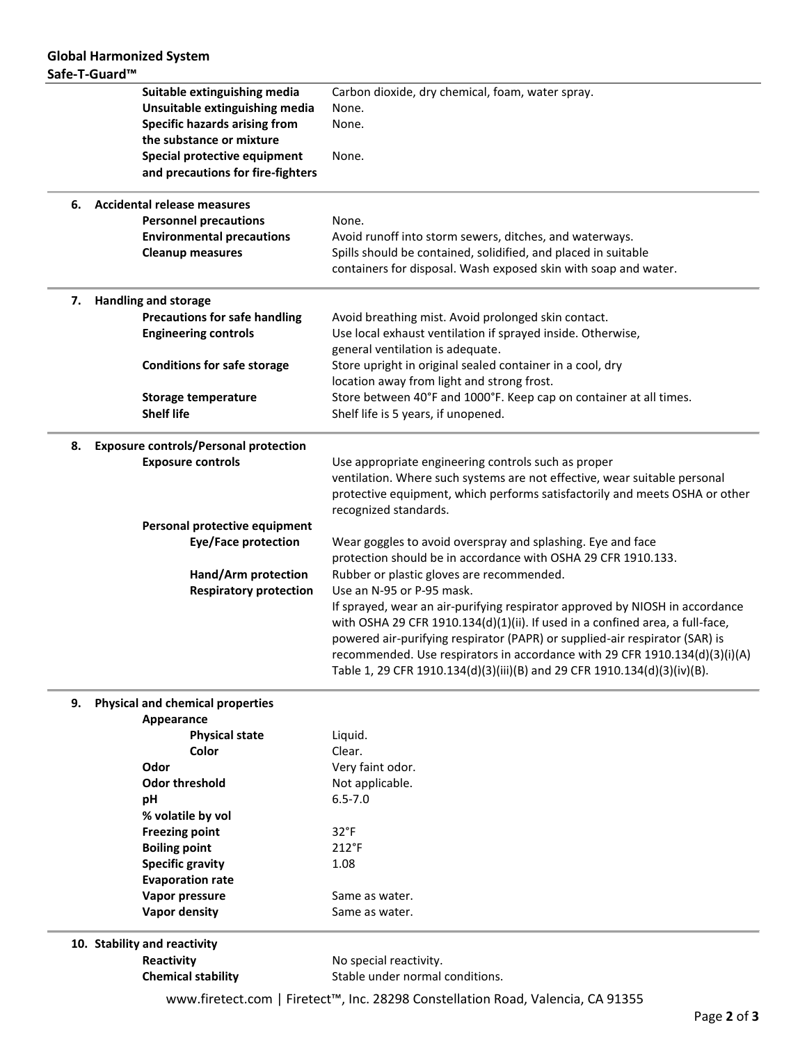| | |
|---|---|
| **Suitable extinguishing media** | Carbon dioxide, dry chemical, foam, water spray. |
| **Unsuitable extinguishing media** | None. |
| **Specific hazards arising from the substance or mixture** | None. |
| **Special protective equipment and precautions for fire-fighters** | None. |

## 6. Accidental release measures

| | |
|---|---|
| **Personnel precautions** | None. |
| **Environmental precautions** | Avoid runoff into storm sewers, ditches, and waterways. |
| **Cleanup measures** | Spills should be contained, solidified, and placed in suitable containers for disposal. Wash exposed skin with soap and water. |

## 7. Handling and storage

| | |
|---|---|
| **Precautions for safe handling** | Avoid breathing mist. Avoid prolonged skin contact. |
| **Engineering controls** | Use local exhaust ventilation if sprayed inside. Otherwise, general ventilation is adequate. |
| **Conditions for safe storage** | Store upright in original sealed container in a cool, dry location away from light and strong frost. |
| **Storage temperature** | Store between 40°F and 1000°F. Keep cap on container at all times. |
| **Shelf life** | Shelf life is 5 years, if unopened. |

## 8. Exposure controls/Personal protection

| | |
|---|---|
| **Exposure controls** | Use appropriate engineering controls such as proper ventilation. Where such systems are not effective, wear suitable personal protective equipment, which performs satisfactorily and meets OSHA or other recognized standards. |
| **Personal protective equipment** | |
| **Eye/Face protection** | Wear goggles to avoid overspray and splashing. Eye and face protection should be in accordance with OSHA 29 CFR 1910.133. |
| **Hand/Arm protection** | Rubber or plastic gloves are recommended. |
| **Respiratory protection** | Use an N-95 or P-95 mask. If sprayed, wear an air-purifying respirator approved by NIOSH in accordance with OSHA 29 CFR 1910.134(d)(1)(ii). If used in a confined area, a full-face, powered air-purifying respirator (PAPR) or supplied-air respirator (SAR) is recommended. Use respirators in accordance with 29 CFR 1910.134(d)(3)(i)(A) Table 1, 29 CFR 1910.134(d)(3)(iii)(B) and 29 CFR 1910.134(d)(3)(iv)(B). |

## 9. Physical and chemical properties

| | |
|---|---|
| **Appearance** | |
| **Physical state** | Liquid. |
| **Color** | Clear. |
| **Odor** | Very faint odor. |
| **Odor threshold** | Not applicable. |
| **pH** | 6.5-7.0 |
| **% volatile by vol** | |
| **Freezing point** | 32°F |
| **Boiling point** | 212°F |
| **Specific gravity** | 1.08 |
| **Evaporation rate** | |
| **Vapor pressure** | Same as water. |
| **Vapor density** | Same as water. |

## 10. Stability and reactivity

| | |
|---|---|
| **Reactivity** | No special reactivity. |
| **Chemical stability** | Stable under normal conditions. |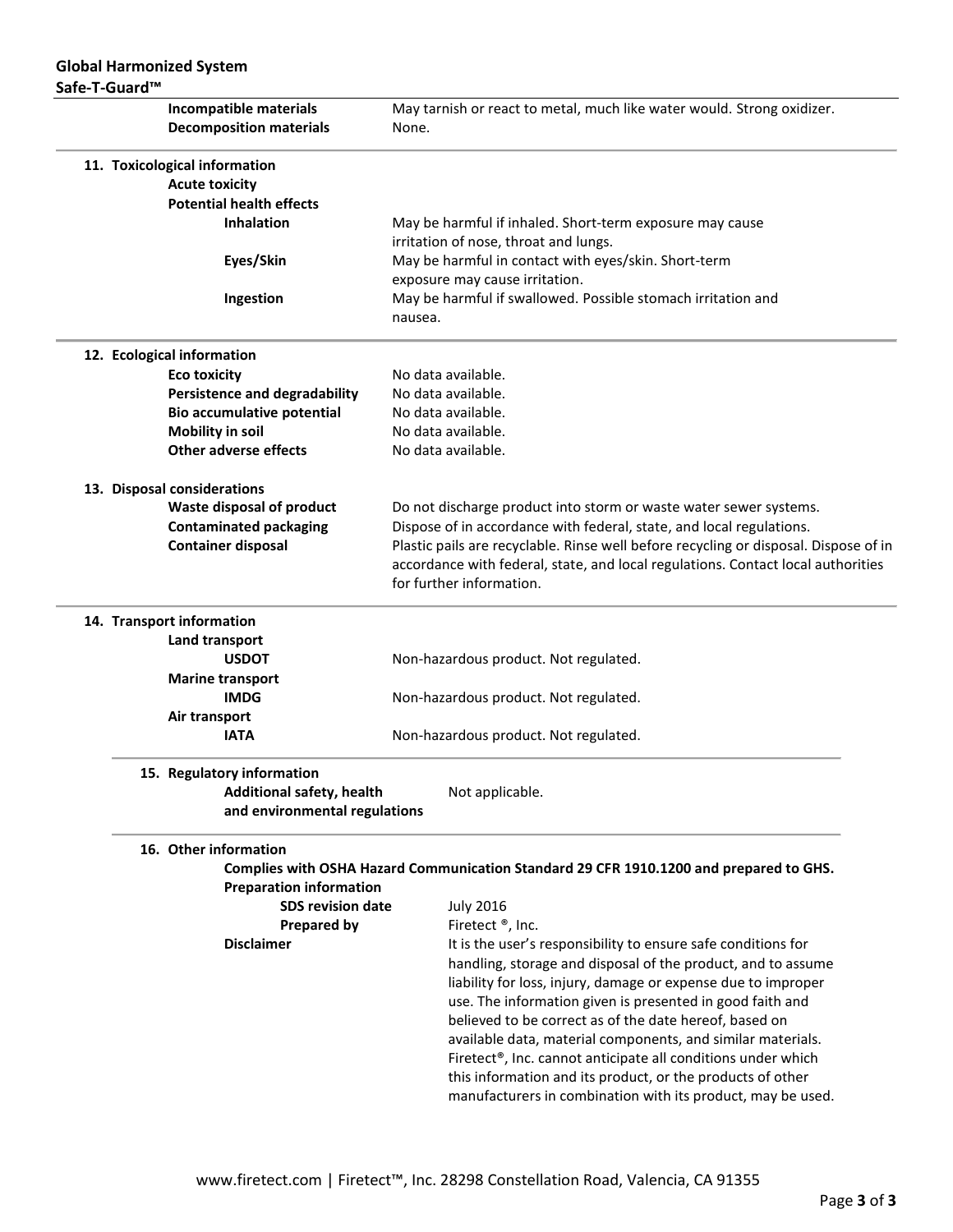| | |
|---|---|
| **Incompatible materials** | May tarnish or react to metal, much like water would. Strong oxidizer. |
| **Decomposition materials** | None. |

## 11. Toxicological information

**Acute toxicity**

**Potential health effects**

| | |
|---|---|
| **Inhalation** | May be harmful if inhaled. Short-term exposure may cause irritation of nose, throat and lungs. |
| **Eyes/Skin** | May be harmful in contact with eyes/skin. Short-term exposure may cause irritation. |
| **Ingestion** | May be harmful if swallowed. Possible stomach irritation and nausea. |

## 12. Ecological information

| | |
|---|---|
| **Eco toxicity** | No data available. |
| **Persistence and degradability** | No data available. |
| **Bio accumulative potential** | No data available. |
| **Mobility in soil** | No data available. |
| **Other adverse effects** | No data available. |

## 13. Disposal considerations

| | |
|---|---|
| **Waste disposal of product** | Do not discharge product into storm or waste water sewer systems. |
| **Contaminated packaging** | Dispose of in accordance with federal, state, and local regulations. |
| **Container disposal** | Plastic pails are recyclable. Rinse well before recycling or disposal. Dispose of in accordance with federal, state, and local regulations. Contact local authorities for further information. |

## 14. Transport information

| | |
|---|---|
| **Land transport** | |
| **USDOT** | Non-hazardous product. Not regulated. |
| **Marine transport** | |
| **IMDG** | Non-hazardous product. Not regulated. |
| **Air transport** | |
| **IATA** | Non-hazardous product. Not regulated. |

## 15. Regulatory information

| | |
|---|---|
| **Additional safety, health and environmental regulations** | Not applicable. |

## 16. Other information

**Complies with OSHA Hazard Communication Standard 29 CFR 1910.1200 and prepared to GHS.**

**Preparation information**

| | |
|---|---|
| **SDS revision date** | July 2016 |
| **Prepared by** | Firetect ®, Inc. |
| **Disclaimer** | It is the user's responsibility to ensure safe conditions for handling, storage and disposal of the product, and to assume liability for loss, injury, damage or expense due to improper use. The information given is presented in good faith and believed to be correct as of the date hereof, based on available data, material components, and similar materials. Firetect®, Inc. cannot anticipate all conditions under which this information and its product, or the products of other manufacturers in combination with its product, may be used. |

www.firetect.com | Firetect™, Inc. 28298 Constellation Road, Valencia, CA 91355